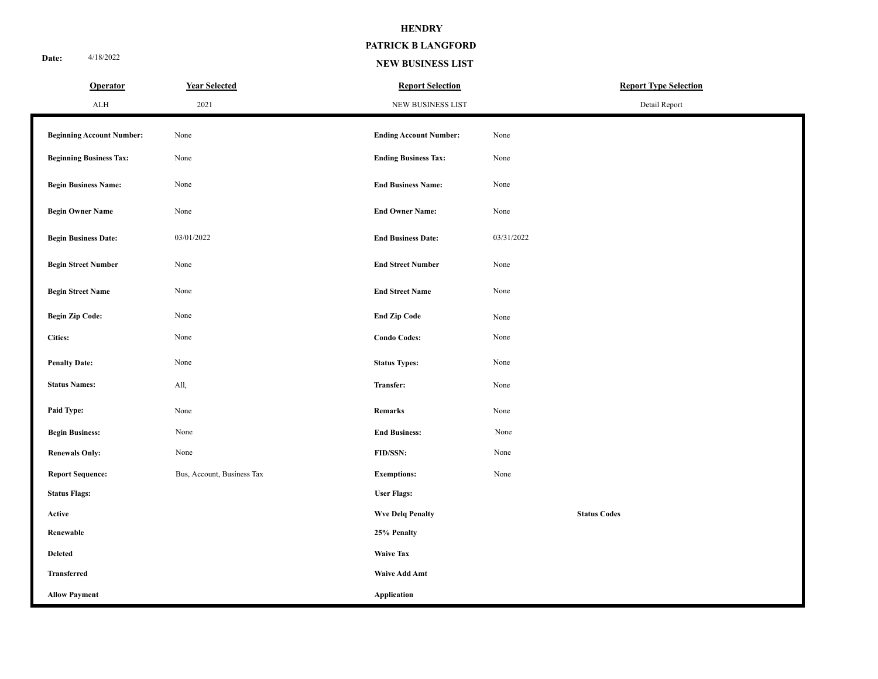**HENDRY**

**PATRICK B LANGFORD**

**NEW BUSINESS LIST**

**Date:** 4/18/2022

| Operator | Year Selected | Report Selection | Report Type Selection |
| --- | --- | --- | --- |
| ALH | 2021 | NEW BUSINESS LIST | Detail Report |

| | | | |
| --- | --- | --- | --- |
| **Beginning Account Number:** | None | **Ending Account Number:** | None |
| **Beginning Business Tax:** | None | **Ending Business Tax:** | None |
| **Begin Business Name:** | None | **End Business Name:** | None |
| **Begin Owner Name** | None | **End Owner Name:** | None |
| **Begin Business Date:** | 03/01/2022 | **End Business Date:** | 03/31/2022 |
| **Begin Street Number** | None | **End Street Number** | None |
| **Begin Street Name** | None | **End Street Name** | None |
| **Begin Zip Code:** | None | **End Zip Code** | None |
| **Cities:** | None | **Condo Codes:** | None |
| **Penalty Date:** | None | **Status Types:** | None |
| **Status Names:** | All, | **Transfer:** | None |
| **Paid Type:** | None | **Remarks** | None |
| **Begin Business:** | None | **End Business:** | None |
| **Renewals Only:** | None | **FID/SSN:** | None |
| **Report Sequence:** | Bus, Account, Business Tax | **Exemptions:** | None |

| **Status Flags:** | **User Flags:** | |
| --- | --- | --- |
| **Active** | **Wve Delq Penalty** | **Status Codes** |
| **Renewable** | **25% Penalty** | |
| **Deleted** | **Waive Tax** | |
| **Transferred** | **Waive Add Amt** | |
| **Allow Payment** | **Application** | |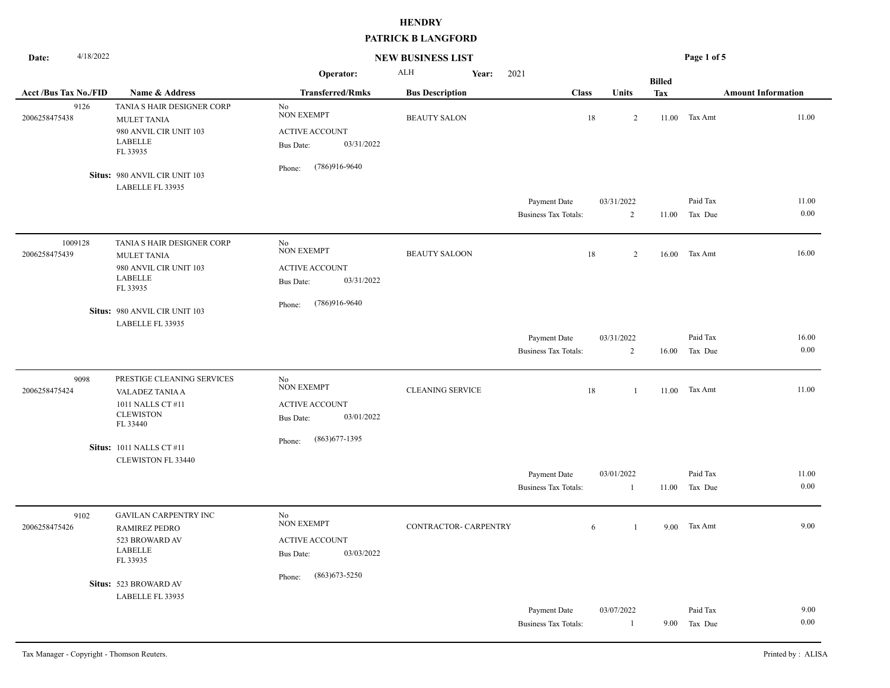# HENDRY

## PATRICK B LANGFORD

**Date:** 4/18/2022

**NEW BUSINESS LIST**

**Operator:** ALH **Year:** 2021

| Acct /Bus Tax No./FID | Name & Address | Transferred/Rmks | Bus Description | Class | Units | Billed Tax | Amount Information | |
|---|---|---|---|---|---|---|---|---|
| 9126<br>2006258475438 | TANIA S HAIR DESIGNER CORP<br>MULET TANIA<br>980 ANVIL CIR UNIT 103<br>LABELLE<br>FL 33935<br>**Situs:** 980 ANVIL CIR UNIT 103<br>LABELLE FL 33935 | No<br>NON EXEMPT<br>ACTIVE ACCOUNT<br>Bus Date: 03/31/2022<br>Phone: (786)916-9640 | BEAUTY SALON | 18 | 2 | 11.00 | Tax Amt | 11.00 |
| | | | Payment Date | | 03/31/2022 | | Paid Tax | 11.00 |
| | | | Business Tax Totals: | | 2 | 11.00 | Tax Due | 0.00 |
| 1009128<br>2006258475439 | TANIA S HAIR DESIGNER CORP<br>MULET TANIA<br>980 ANVIL CIR UNIT 103<br>LABELLE<br>FL 33935<br>**Situs:** 980 ANVIL CIR UNIT 103<br>LABELLE FL 33935 | No<br>NON EXEMPT<br>ACTIVE ACCOUNT<br>Bus Date: 03/31/2022<br>Phone: (786)916-9640 | BEAUTY SALOON | 18 | 2 | 16.00 | Tax Amt | 16.00 |
| | | | Payment Date | | 03/31/2022 | | Paid Tax | 16.00 |
| | | | Business Tax Totals: | | 2 | 16.00 | Tax Due | 0.00 |
| 9098<br>2006258475424 | PRESTIGE CLEANING SERVICES<br>VALADEZ TANIA A<br>1011 NALLS CT #11<br>CLEWISTON<br>FL 33440<br>**Situs:** 1011 NALLS CT #11<br>CLEWISTON FL 33440 | No<br>NON EXEMPT<br>ACTIVE ACCOUNT<br>Bus Date: 03/01/2022<br>Phone: (863)677-1395 | CLEANING SERVICE | 18 | 1 | 11.00 | Tax Amt | 11.00 |
| | | | Payment Date | | 03/01/2022 | | Paid Tax | 11.00 |
| | | | Business Tax Totals: | | 1 | 11.00 | Tax Due | 0.00 |
| 9102<br>2006258475426 | GAVILAN CARPENTRY INC<br>RAMIREZ PEDRO<br>523 BROWARD AV<br>LABELLE<br>FL 33935<br>**Situs:** 523 BROWARD AV<br>LABELLE FL 33935 | No<br>NON EXEMPT<br>ACTIVE ACCOUNT<br>Bus Date: 03/03/2022<br>Phone: (863)673-5250 | CONTRACTOR- CARPENTRY | 6 | 1 | 9.00 | Tax Amt | 9.00 |
| | | | Payment Date | | 03/07/2022 | | Paid Tax | 9.00 |
| | | | Business Tax Totals: | | 1 | 9.00 | Tax Due | 0.00 |

Tax Manager - Copyright - Thomson Reuters. Printed by : ALISA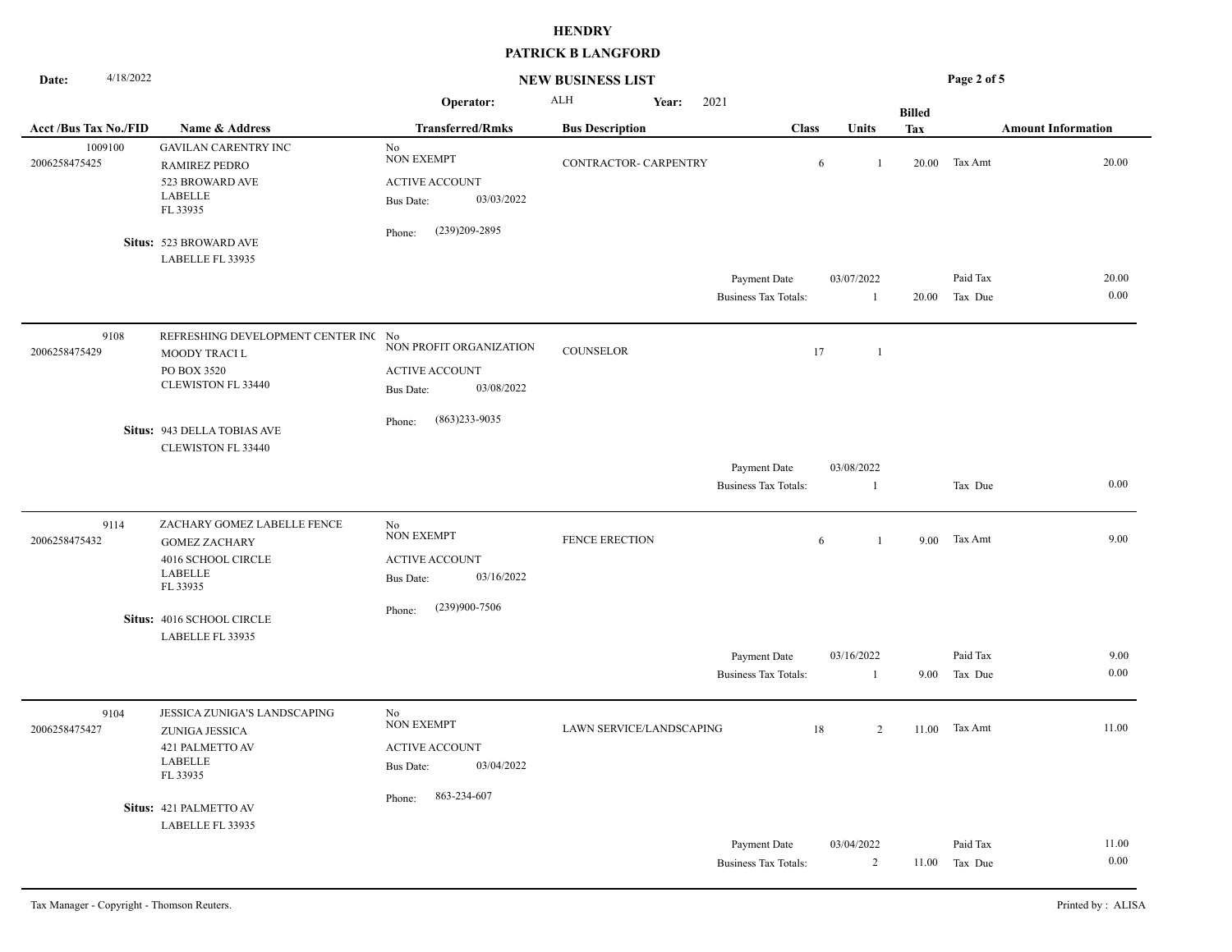**HENDRY**

**PATRICK B LANGFORD**

**Date:** 4/18/2022

**NEW BUSINESS LIST**

**Operator:** ALH **Year:** 2021

| Acct /Bus Tax No./FID | Name & Address | Transferred/Rmks | Bus Description | Class | Units | Billed Tax | Amount Information | |
|---|---|---|---|---|---|---|---|---|
| 1009100<br>2006258475425 | GAVILAN CARENTRY INC<br>RAMIREZ PEDRO<br>523 BROWARD AVE<br>LABELLE<br>FL 33935<br>**Situs:** 523 BROWARD AVE<br>LABELLE FL 33935 | No<br>NON EXEMPT<br>ACTIVE ACCOUNT<br>Bus Date: 03/03/2022<br>Phone: (239)209-2895 | CONTRACTOR- CARPENTRY | 6 | 1 | 20.00 | Tax Amt | 20.00 |
| | | | Payment Date | | 03/07/2022 | | Paid Tax | 20.00 |
| | | | Business Tax Totals: | | 1 | 20.00 | Tax Due | 0.00 |
| 9108<br>2006258475429 | REFRESHING DEVELOPMENT CENTER INC<br>MOODY TRACI L<br>PO BOX 3520<br>CLEWISTON FL 33440<br>**Situs:** 943 DELLA TOBIAS AVE<br>CLEWISTON FL 33440 | No<br>NON PROFIT ORGANIZATION<br>ACTIVE ACCOUNT<br>Bus Date: 03/08/2022<br>Phone: (863)233-9035 | COUNSELOR | 17 | 1 | | | |
| | | | Payment Date | | 03/08/2022 | | | |
| | | | Business Tax Totals: | | 1 | | Tax Due | 0.00 |
| 9114<br>2006258475432 | ZACHARY GOMEZ LABELLE FENCE<br>GOMEZ ZACHARY<br>4016 SCHOOL CIRCLE<br>LABELLE<br>FL 33935<br>**Situs:** 4016 SCHOOL CIRCLE<br>LABELLE FL 33935 | No<br>NON EXEMPT<br>ACTIVE ACCOUNT<br>Bus Date: 03/16/2022<br>Phone: (239)900-7506 | FENCE ERECTION | 6 | 1 | 9.00 | Tax Amt | 9.00 |
| | | | Payment Date | | 03/16/2022 | | Paid Tax | 9.00 |
| | | | Business Tax Totals: | | 1 | 9.00 | Tax Due | 0.00 |
| 9104<br>2006258475427 | JESSICA ZUNIGA'S LANDSCAPING<br>ZUNIGA JESSICA<br>421 PALMETTO AV<br>LABELLE<br>FL 33935<br>**Situs:** 421 PALMETTO AV<br>LABELLE FL 33935 | No<br>NON EXEMPT<br>ACTIVE ACCOUNT<br>Bus Date: 03/04/2022<br>Phone: 863-234-607 | LAWN SERVICE/LANDSCAPING | 18 | 2 | 11.00 | Tax Amt | 11.00 |
| | | | Payment Date | | 03/04/2022 | | Paid Tax | 11.00 |
| | | | Business Tax Totals: | | 2 | 11.00 | Tax Due | 0.00 |

Tax Manager - Copyright - Thomson Reuters. Printed by : ALISA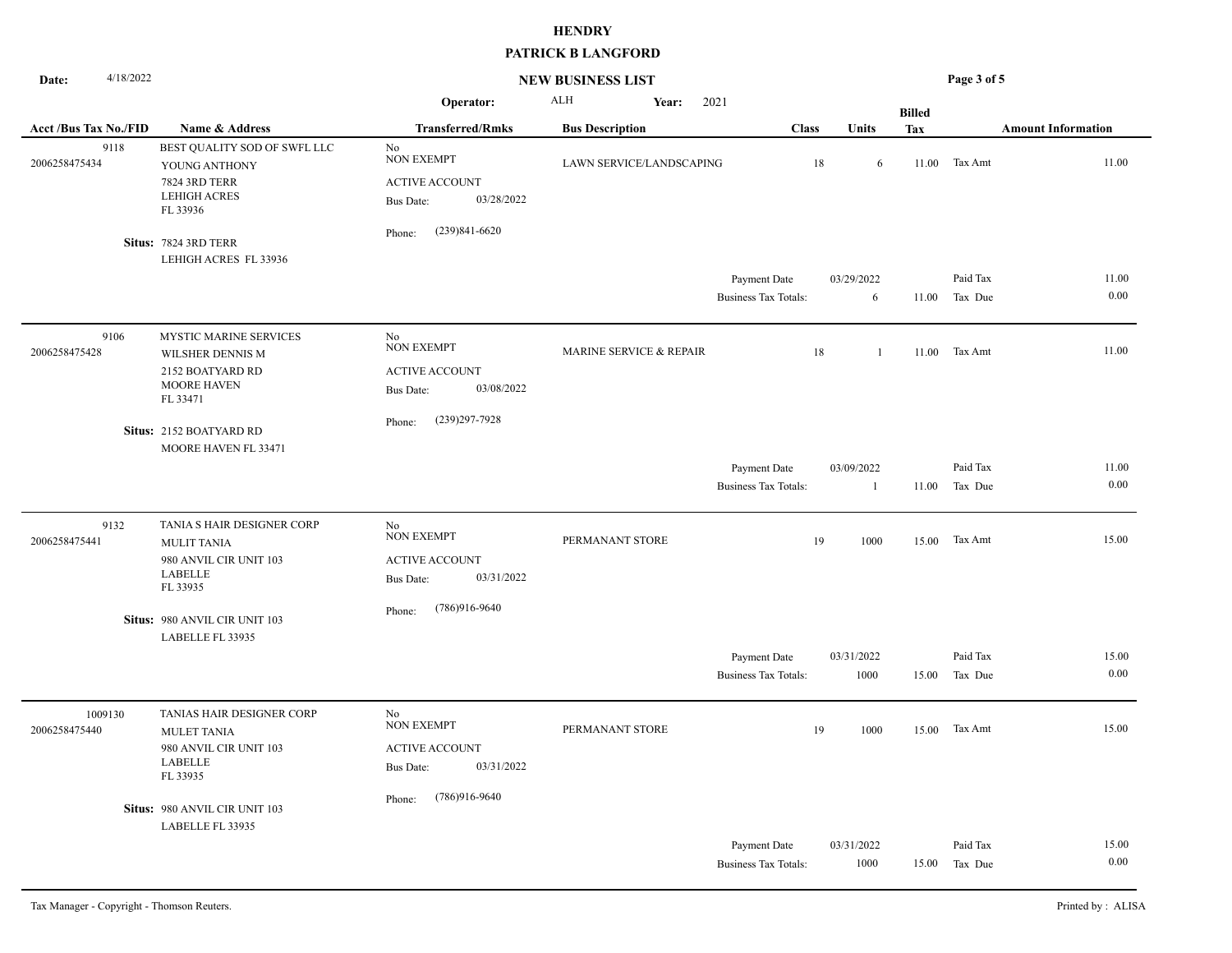**HENDRY**

**PATRICK B LANGFORD**

**Date:** 4/18/2022

**NEW BUSINESS LIST**

**Operator:** ALH **Year:** 2021

| Acct /Bus Tax No./FID | Name & Address | Transferred/Rmks | Bus Description | Class | Units | Billed Tax | Amount Information | |
|---|---|---|---|---|---|---|---|---|
| 9118<br>2006258475434 | BEST QUALITY SOD OF SWFL LLC<br>YOUNG ANTHONY<br>7824 3RD TERR<br>LEHIGH ACRES<br>FL 33936<br>**Situs:** 7824 3RD TERR<br>LEHIGH ACRES FL 33936 | No<br>NON EXEMPT<br>ACTIVE ACCOUNT<br>Bus Date: 03/28/2022<br>Phone: (239)841-6620 | LAWN SERVICE/LANDSCAPING | 18 | 6 | 11.00 | Tax Amt | 11.00 |
| | | | Payment Date | | 03/29/2022 | | Paid Tax | 11.00 |
| | | | Business Tax Totals: | | 6 | 11.00 | Tax Due | 0.00 |
| 9106<br>2006258475428 | MYSTIC MARINE SERVICES<br>WILSHER DENNIS M<br>2152 BOATYARD RD<br>MOORE HAVEN<br>FL 33471<br>**Situs:** 2152 BOATYARD RD<br>MOORE HAVEN FL 33471 | No<br>NON EXEMPT<br>ACTIVE ACCOUNT<br>Bus Date: 03/08/2022<br>Phone: (239)297-7928 | MARINE SERVICE & REPAIR | 18 | 1 | 11.00 | Tax Amt | 11.00 |
| | | | Payment Date | | 03/09/2022 | | Paid Tax | 11.00 |
| | | | Business Tax Totals: | | 1 | 11.00 | Tax Due | 0.00 |
| 9132<br>2006258475441 | TANIA S HAIR DESIGNER CORP<br>MULIT TANIA<br>980 ANVIL CIR UNIT 103<br>LABELLE<br>FL 33935<br>**Situs:** 980 ANVIL CIR UNIT 103<br>LABELLE FL 33935 | No<br>NON EXEMPT<br>ACTIVE ACCOUNT<br>Bus Date: 03/31/2022<br>Phone: (786)916-9640 | PERMANANT STORE | 19 | 1000 | 15.00 | Tax Amt | 15.00 |
| | | | Payment Date | | 03/31/2022 | | Paid Tax | 15.00 |
| | | | Business Tax Totals: | | 1000 | 15.00 | Tax Due | 0.00 |
| 1009130<br>2006258475440 | TANIAS HAIR DESIGNER CORP<br>MULET TANIA<br>980 ANVIL CIR UNIT 103<br>LABELLE<br>FL 33935<br>**Situs:** 980 ANVIL CIR UNIT 103<br>LABELLE FL 33935 | No<br>NON EXEMPT<br>ACTIVE ACCOUNT<br>Bus Date: 03/31/2022<br>Phone: (786)916-9640 | PERMANANT STORE | 19 | 1000 | 15.00 | Tax Amt | 15.00 |
| | | | Payment Date | | 03/31/2022 | | Paid Tax | 15.00 |
| | | | Business Tax Totals: | | 1000 | 15.00 | Tax Due | 0.00 |

Tax Manager - Copyright - Thomson Reuters.

Printed by : ALISA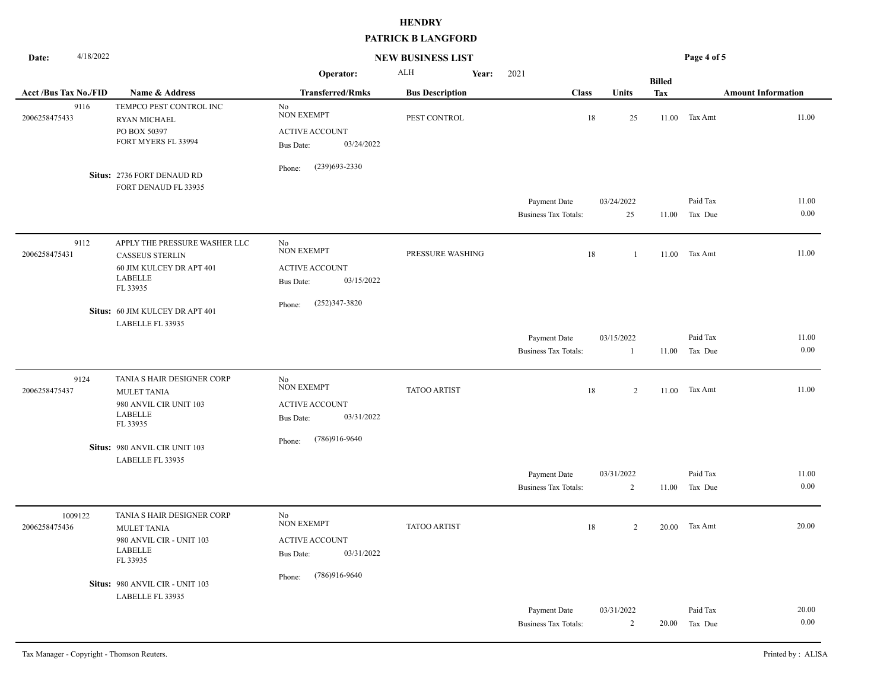# HENDRY

## PATRICK B LANGFORD

**Date:** 4/18/2022

### NEW BUSINESS LIST

**Operator:** ALH **Year:** 2021

| Acct /Bus Tax No./FID | Name & Address | Transferred/Rmks | Bus Description | Class | Units | Billed Tax | Amount Information | |
|---|---|---|---|---|---|---|---|---|
| 9116<br>2006258475433 | TEMPCO PEST CONTROL INC<br>RYAN MICHAEL<br>PO BOX 50397<br>FORT MYERS FL 33994<br>**Situs:** 2736 FORT DENAUD RD<br>FORT DENAUD FL 33935 | No<br>NON EXEMPT<br>ACTIVE ACCOUNT<br>Bus Date: 03/24/2022<br>Phone: (239)693-2330 | PEST CONTROL | 18 | 25 | 11.00 | Tax Amt | 11.00 |
| | | | Payment Date | 03/24/2022 | | | Paid Tax | 11.00 |
| | | | Business Tax Totals: | | 25 | 11.00 | Tax Due | 0.00 |
| 9112<br>2006258475431 | APPLY THE PRESSURE WASHER LLC<br>CASSEUS STERLIN<br>60 JIM KULCEY DR APT 401<br>LABELLE<br>FL 33935<br>**Situs:** 60 JIM KULCEY DR APT 401<br>LABELLE FL 33935 | No<br>NON EXEMPT<br>ACTIVE ACCOUNT<br>Bus Date: 03/15/2022<br>Phone: (252)347-3820 | PRESSURE WASHING | 18 | 1 | 11.00 | Tax Amt | 11.00 |
| | | | Payment Date | 03/15/2022 | | | Paid Tax | 11.00 |
| | | | Business Tax Totals: | | 1 | 11.00 | Tax Due | 0.00 |
| 9124<br>2006258475437 | TANIA S HAIR DESIGNER CORP<br>MULET TANIA<br>980 ANVIL CIR UNIT 103<br>LABELLE<br>FL 33935<br>**Situs:** 980 ANVIL CIR UNIT 103<br>LABELLE FL 33935 | No<br>NON EXEMPT<br>ACTIVE ACCOUNT<br>Bus Date: 03/31/2022<br>Phone: (786)916-9640 | TATOO ARTIST | 18 | 2 | 11.00 | Tax Amt | 11.00 |
| | | | Payment Date | 03/31/2022 | | | Paid Tax | 11.00 |
| | | | Business Tax Totals: | | 2 | 11.00 | Tax Due | 0.00 |
| 1009122<br>2006258475436 | TANIA S HAIR DESIGNER CORP<br>MULET TANIA<br>980 ANVIL CIR - UNIT 103<br>LABELLE<br>FL 33935<br>**Situs:** 980 ANVIL CIR - UNIT 103<br>LABELLE FL 33935 | No<br>NON EXEMPT<br>ACTIVE ACCOUNT<br>Bus Date: 03/31/2022<br>Phone: (786)916-9640 | TATOO ARTIST | 18 | 2 | 20.00 | Tax Amt | 20.00 |
| | | | Payment Date | 03/31/2022 | | | Paid Tax | 20.00 |
| | | | Business Tax Totals: | | 2 | 20.00 | Tax Due | 0.00 |

Tax Manager - Copyright - Thomson Reuters. Printed by : ALISA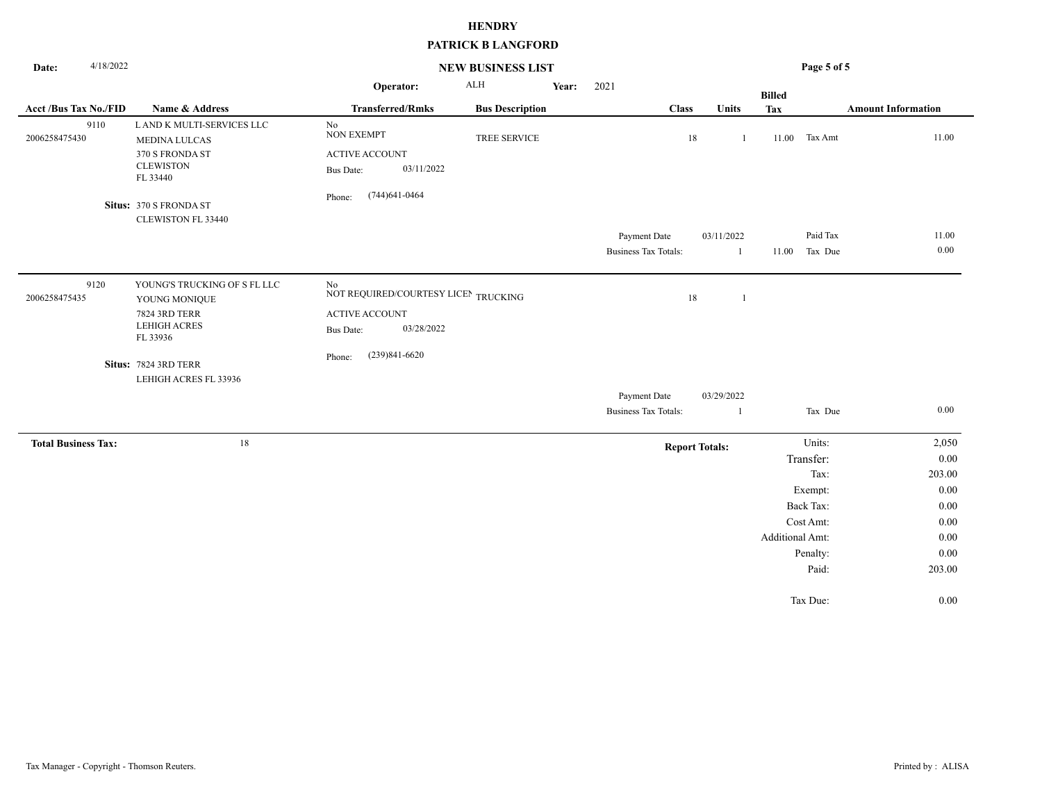# HENDRY

## PATRICK B LANGFORD

**Date:** 4/18/2022

**NEW BUSINESS LIST**

**Operator:** ALH **Year:** 2021

| Acct /Bus Tax No./FID | Name & Address | Transferred/Rmks | Bus Description | Class | Units | Billed Tax | Amount Information | |
|---|---|---|---|---|---|---|---|---|
| 9110<br>2006258475430 | L AND K MULTI-SERVICES LLC<br>MEDINA LULCAS<br>370 S FRONDA ST<br>CLEWISTON<br>FL 33440<br>**Situs:** 370 S FRONDA ST<br>CLEWISTON FL 33440 | No<br>NON EXEMPT<br>ACTIVE ACCOUNT<br>Bus Date: 03/11/2022<br>Phone: (744)641-0464 | TREE SERVICE | 18 | 1 | 11.00 | Tax Amt | 11.00 |
| | | | | Payment Date | 03/11/2022 | | Paid Tax | 11.00 |
| | | | | Business Tax Totals: | 1 | 11.00 | Tax Due | 0.00 |
| 9120<br>2006258475435 | YOUNG'S TRUCKING OF S FL LLC<br>YOUNG MONIQUE<br>7824 3RD TERR<br>LEHIGH ACRES<br>FL 33936<br>**Situs:** 7824 3RD TERR<br>LEHIGH ACRES FL 33936 | No<br>NOT REQUIRED/COURTESY LICEN<br>ACTIVE ACCOUNT<br>Bus Date: 03/28/2022<br>Phone: (239)841-6620 | TRUCKING | 18 | 1 | | | |
| | | | | Payment Date | 03/29/2022 | | | |
| | | | | Business Tax Totals: | 1 | | Tax Due | 0.00 |

**Total Business Tax:** 18

**Report Totals:**

| | |
|---|---|
| Units: | 2,050 |
| Transfer: | 0.00 |
| Tax: | 203.00 |
| Exempt: | 0.00 |
| Back Tax: | 0.00 |
| Cost Amt: | 0.00 |
| Additional Amt: | 0.00 |
| Penalty: | 0.00 |
| Paid: | 203.00 |
| Tax Due: | 0.00 |

Tax Manager - Copyright - Thomson Reuters.

Printed by : ALISA